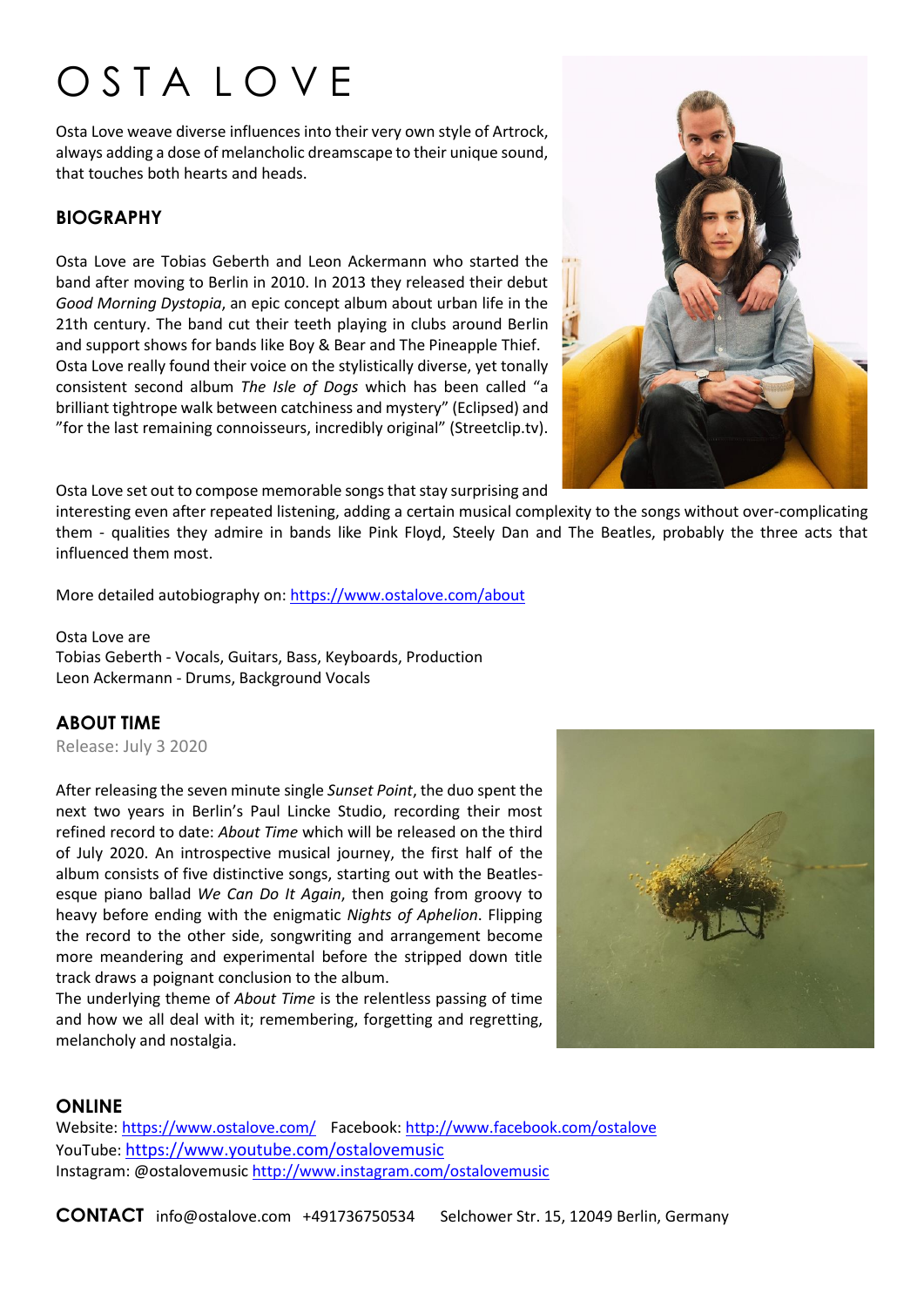# OSTA LOVE

Osta Love weave diverse influences into their very own style of Artrock, always adding a dose of melancholic dreamscape to their unique sound, that touches both hearts and heads.

## BIOGRAPHY

Osta Love are Tobias Geberth and Leon Ackermann who started the band after moving to Berlin in 2010. In 2013 they released their debut *Good Morning Dystopia*, an epic concept album about urban life in the 21th century. The band cut their teeth playing in clubs around Berlin and support shows for bands like Boy & Bear and The Pineapple Thief.
Osta Love really found their voice on the stylistically diverse, yet tonally consistent second album *The Isle of Dogs* which has been called "a brilliant tightrope walk between catchiness and mystery" (Eclipsed) and "for the last remaining connoisseurs, incredibly original" (Streetclip.tv).

Osta Love set out to compose memorable songs that stay surprising and interesting even after repeated listening, adding a certain musical complexity to the songs without over-complicating them - qualities they admire in bands like Pink Floyd, Steely Dan and The Beatles, probably the three acts that influenced them most.

More detailed autobiography on: https://www.ostalove.com/about

Osta Love are
Tobias Geberth - Vocals, Guitars, Bass, Keyboards, Production
Leon Ackermann - Drums, Background Vocals

## ABOUT TIME

Release: July 3 2020

After releasing the seven minute single *Sunset Point*, the duo spent the next two years in Berlin's Paul Lincke Studio, recording their most refined record to date: *About Time* which will be released on the third of July 2020. An introspective musical journey, the first half of the album consists of five distinctive songs, starting out with the Beatles-esque piano ballad *We Can Do It Again*, then going from groovy to heavy before ending with the enigmatic *Nights of Aphelion*. Flipping the record to the other side, songwriting and arrangement become more meandering and experimental before the stripped down title track draws a poignant conclusion to the album.
The underlying theme of *About Time* is the relentless passing of time and how we all deal with it; remembering, forgetting and regretting, melancholy and nostalgia.

## ONLINE

Website: https://www.ostalove.com/ Facebook: http://www.facebook.com/ostalove
YouTube: https://www.youtube.com/ostalovemusic
Instagram: @ostalovemusic http://www.instagram.com/ostalovemusic

**CONTACT** info@ostalove.com +491736750534 Selchower Str. 15, 12049 Berlin, Germany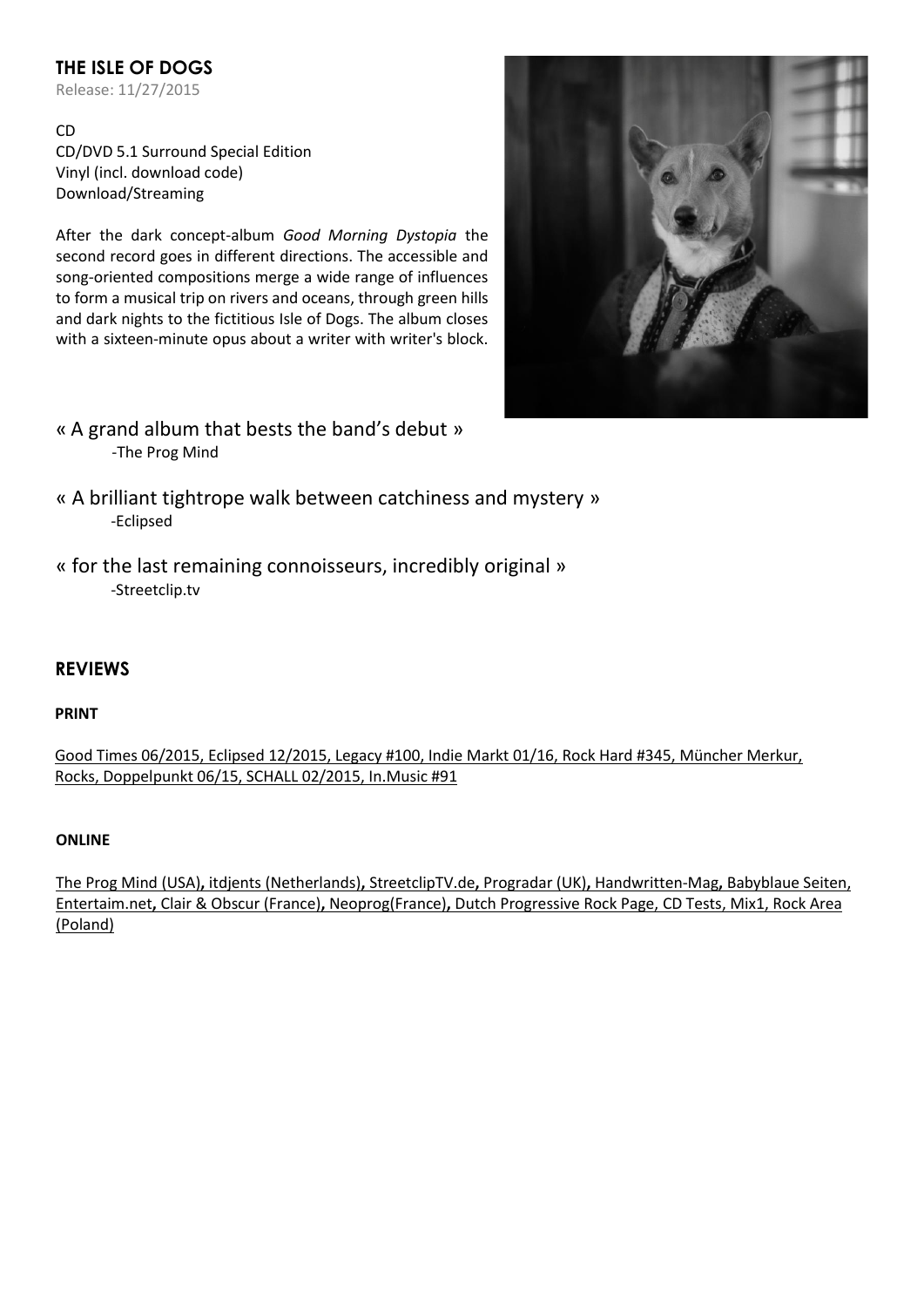## THE ISLE OF DOGS

Release: 11/27/2015

CD
CD/DVD 5.1 Surround Special Edition
Vinyl (incl. download code)
Download/Streaming

After the dark concept-album *Good Morning Dystopia* the second record goes in different directions. The accessible and song-oriented compositions merge a wide range of influences to form a musical trip on rivers and oceans, through green hills and dark nights to the fictitious Isle of Dogs. The album closes with a sixteen-minute opus about a writer with writer's block.

« A grand album that bests the band's debut »
-The Prog Mind

« A brilliant tightrope walk between catchiness and mystery »
-Eclipsed

« for the last remaining connoisseurs, incredibly original »
-Streetclip.tv

## REVIEWS

**PRINT**

Good Times 06/2015, Eclipsed 12/2015, Legacy #100, Indie Markt 01/16, Rock Hard #345, Müncher Merkur, Rocks, Doppelpunkt 06/15, SCHALL 02/2015, In.Music #91

**ONLINE**

The Prog Mind (USA), itdjents (Netherlands), StreetclipTV.de, Progradar (UK), Handwritten-Mag, Babyblaue Seiten, Entertaim.net, Clair & Obscur (France), Neoprog(France), Dutch Progressive Rock Page, CD Tests, Mix1, Rock Area (Poland)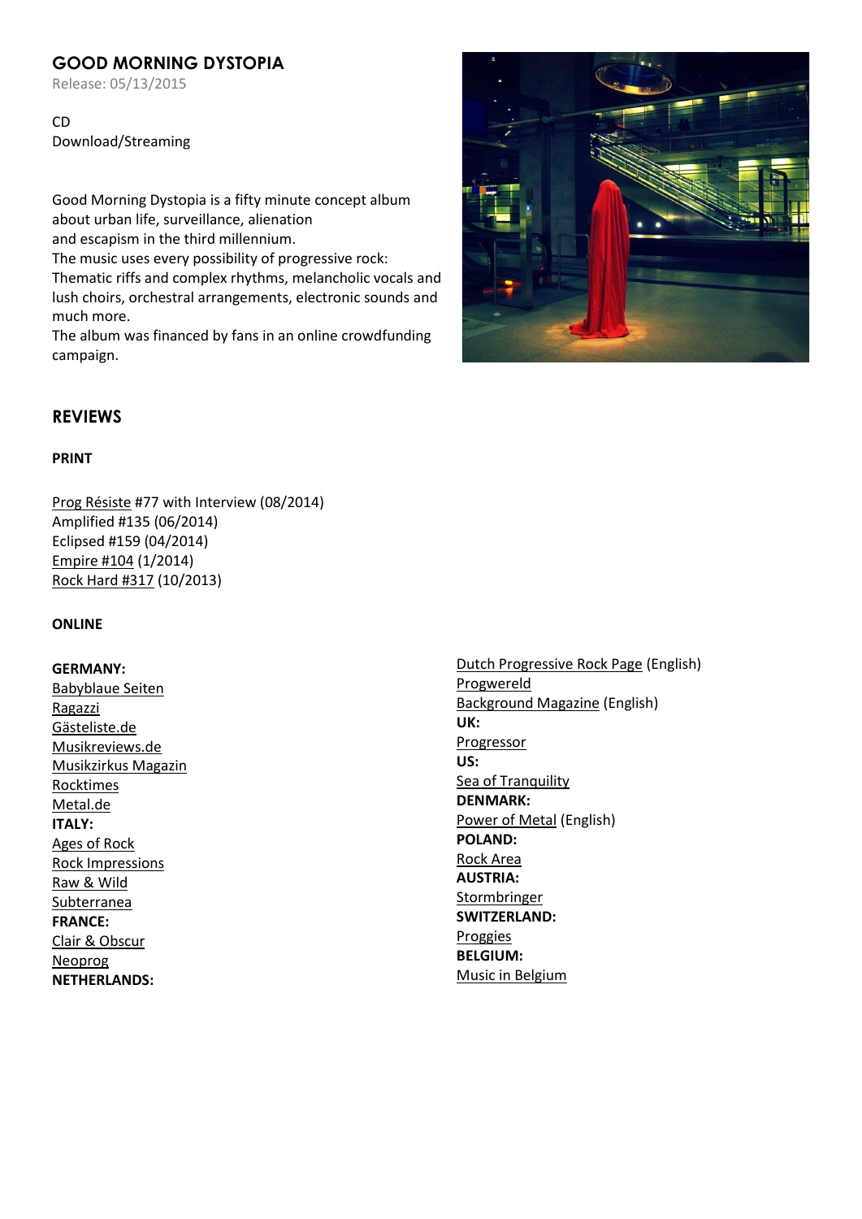## GOOD MORNING DYSTOPIA

Release: 05/13/2015

CD
Download/Streaming

Good Morning Dystopia is a fifty minute concept album about urban life, surveillance, alienation and escapism in the third millennium.
The music uses every possibility of progressive rock: Thematic riffs and complex rhythms, melancholic vocals and lush choirs, orchestral arrangements, electronic sounds and much more.
The album was financed by fans in an online crowdfunding campaign.

## REVIEWS

### PRINT

Prog Résiste #77 with Interview (08/2014)
Amplified #135 (06/2014)
Eclipsed #159 (04/2014)
Empire #104 (1/2014)
Rock Hard #317 (10/2013)

### ONLINE

**GERMANY:**
Babyblaue Seiten
Ragazzi
Gästeliste.de
Musikreviews.de
Musikzirkus Magazin
Rocktimes
Metal.de
**ITALY:**
Ages of Rock
Rock Impressions
Raw & Wild
Subterranea
**FRANCE:**
Clair & Obscur
Neoprog
**NETHERLANDS:**
Dutch Progressive Rock Page (English)
Progwereld
Background Magazine (English)
**UK:**
Progressor
**US:**
Sea of Tranquility
**DENMARK:**
Power of Metal (English)
**POLAND:**
Rock Area
**AUSTRIA:**
Stormbringer
**SWITZERLAND:**
Proggies
**BELGIUM:**
Music in Belgium